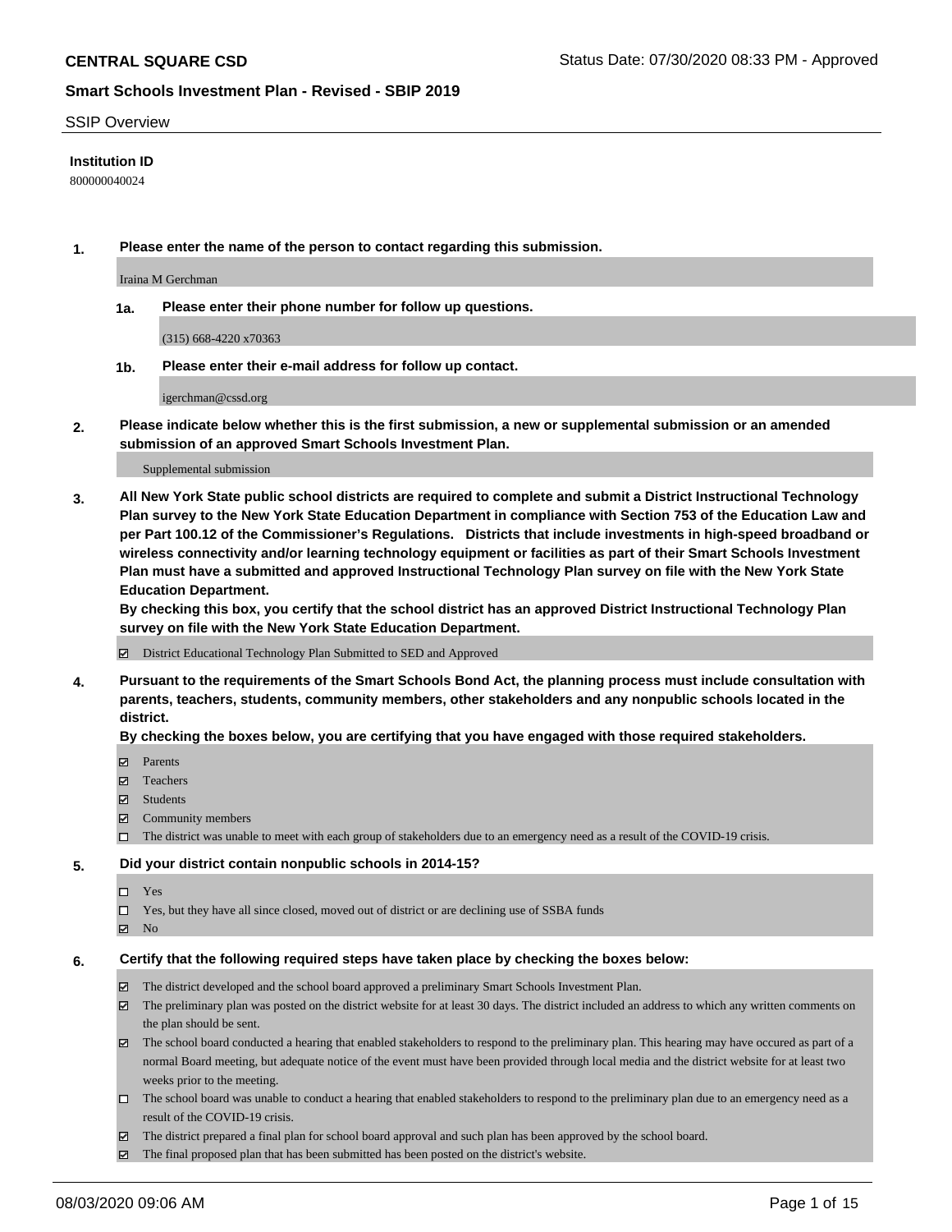**CENTRAL SQUARE CSD** Status Date: 07/30/2020 08:33 PM - Approved

**Smart Schools Investment Plan - Revised - SBIP 2019**

SSIP Overview

**Institution ID**

800000040024

**1. Please enter the name of the person to contact regarding this submission.**

Iraina M Gerchman

**1a. Please enter their phone number for follow up questions.**

(315) 668-4220 x70363

**1b. Please enter their e-mail address for follow up contact.**

igerchman@cssd.org

**2. Please indicate below whether this is the first submission, a new or supplemental submission or an amended submission of an approved Smart Schools Investment Plan.**

Supplemental submission

**3. All New York State public school districts are required to complete and submit a District Instructional Technology Plan survey to the New York State Education Department in compliance with Section 753 of the Education Law and per Part 100.12 of the Commissioner's Regulations. Districts that include investments in high-speed broadband or wireless connectivity and/or learning technology equipment or facilities as part of their Smart Schools Investment Plan must have a submitted and approved Instructional Technology Plan survey on file with the New York State Education Department.**

**By checking this box, you certify that the school district has an approved District Instructional Technology Plan survey on file with the New York State Education Department.**

☑ District Educational Technology Plan Submitted to SED and Approved

**4. Pursuant to the requirements of the Smart Schools Bond Act, the planning process must include consultation with parents, teachers, students, community members, other stakeholders and any nonpublic schools located in the district.**

**By checking the boxes below, you are certifying that you have engaged with those required stakeholders.**

☑ Parents

☑ Teachers

☑ Students

☑ Community members

☐ The district was unable to meet with each group of stakeholders due to an emergency need as a result of the COVID-19 crisis.

**5. Did your district contain nonpublic schools in 2014-15?**

☐ Yes

☐ Yes, but they have all since closed, moved out of district or are declining use of SSBA funds

☑ No

**6. Certify that the following required steps have taken place by checking the boxes below:**

☑ The district developed and the school board approved a preliminary Smart Schools Investment Plan.

☑ The preliminary plan was posted on the district website for at least 30 days. The district included an address to which any written comments on the plan should be sent.

☑ The school board conducted a hearing that enabled stakeholders to respond to the preliminary plan. This hearing may have occured as part of a normal Board meeting, but adequate notice of the event must have been provided through local media and the district website for at least two weeks prior to the meeting.

☐ The school board was unable to conduct a hearing that enabled stakeholders to respond to the preliminary plan due to an emergency need as a result of the COVID-19 crisis.

☑ The district prepared a final plan for school board approval and such plan has been approved by the school board.

☑ The final proposed plan that has been submitted has been posted on the district's website.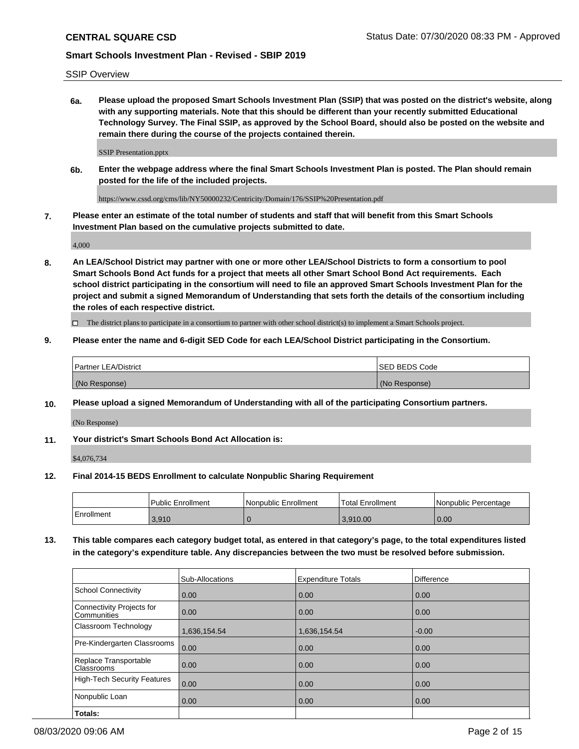SSIP Overview

**6a.** **Please upload the proposed Smart Schools Investment Plan (SSIP) that was posted on the district's website, along with any supporting materials. Note that this should be different than your recently submitted Educational Technology Survey. The Final SSIP, as approved by the School Board, should also be posted on the website and remain there during the course of the projects contained therein.**

SSIP Presentation.pptx

**6b.** **Enter the webpage address where the final Smart Schools Investment Plan is posted. The Plan should remain posted for the life of the included projects.**

https://www.cssd.org/cms/lib/NY50000232/Centricity/Domain/176/SSIP%20Presentation.pdf

**7.** **Please enter an estimate of the total number of students and staff that will benefit from this Smart Schools Investment Plan based on the cumulative projects submitted to date.**

4,000

**8.** **An LEA/School District may partner with one or more other LEA/School Districts to form a consortium to pool Smart Schools Bond Act funds for a project that meets all other Smart School Bond Act requirements. Each school district participating in the consortium will need to file an approved Smart Schools Investment Plan for the project and submit a signed Memorandum of Understanding that sets forth the details of the consortium including the roles of each respective district.**

☐ The district plans to participate in a consortium to partner with other school district(s) to implement a Smart Schools project.

**9.** **Please enter the name and 6-digit SED Code for each LEA/School District participating in the Consortium.**

| Partner LEA/District | SED BEDS Code |
|---|---|
| (No Response) | (No Response) |

**10.** **Please upload a signed Memorandum of Understanding with all of the participating Consortium partners.**

(No Response)

**11.** **Your district's Smart Schools Bond Act Allocation is:**

$4,076,734

**12.** **Final 2014-15 BEDS Enrollment to calculate Nonpublic Sharing Requirement**

| | Public Enrollment | Nonpublic Enrollment | Total Enrollment | Nonpublic Percentage |
|---|---|---|---|---|
| Enrollment | 3,910 | 0 | 3,910.00 | 0.00 |

**13.** **This table compares each category budget total, as entered in that category's page, to the total expenditures listed in the category's expenditure table. Any discrepancies between the two must be resolved before submission.**

| | Sub-Allocations | Expenditure Totals | Difference |
|---|---|---|---|
| School Connectivity | 0.00 | 0.00 | 0.00 |
| Connectivity Projects for Communities | 0.00 | 0.00 | 0.00 |
| Classroom Technology | 1,636,154.54 | 1,636,154.54 | -0.00 |
| Pre-Kindergarten Classrooms | 0.00 | 0.00 | 0.00 |
| Replace Transportable Classrooms | 0.00 | 0.00 | 0.00 |
| High-Tech Security Features | 0.00 | 0.00 | 0.00 |
| Nonpublic Loan | 0.00 | 0.00 | 0.00 |
| **Totals:** | | | |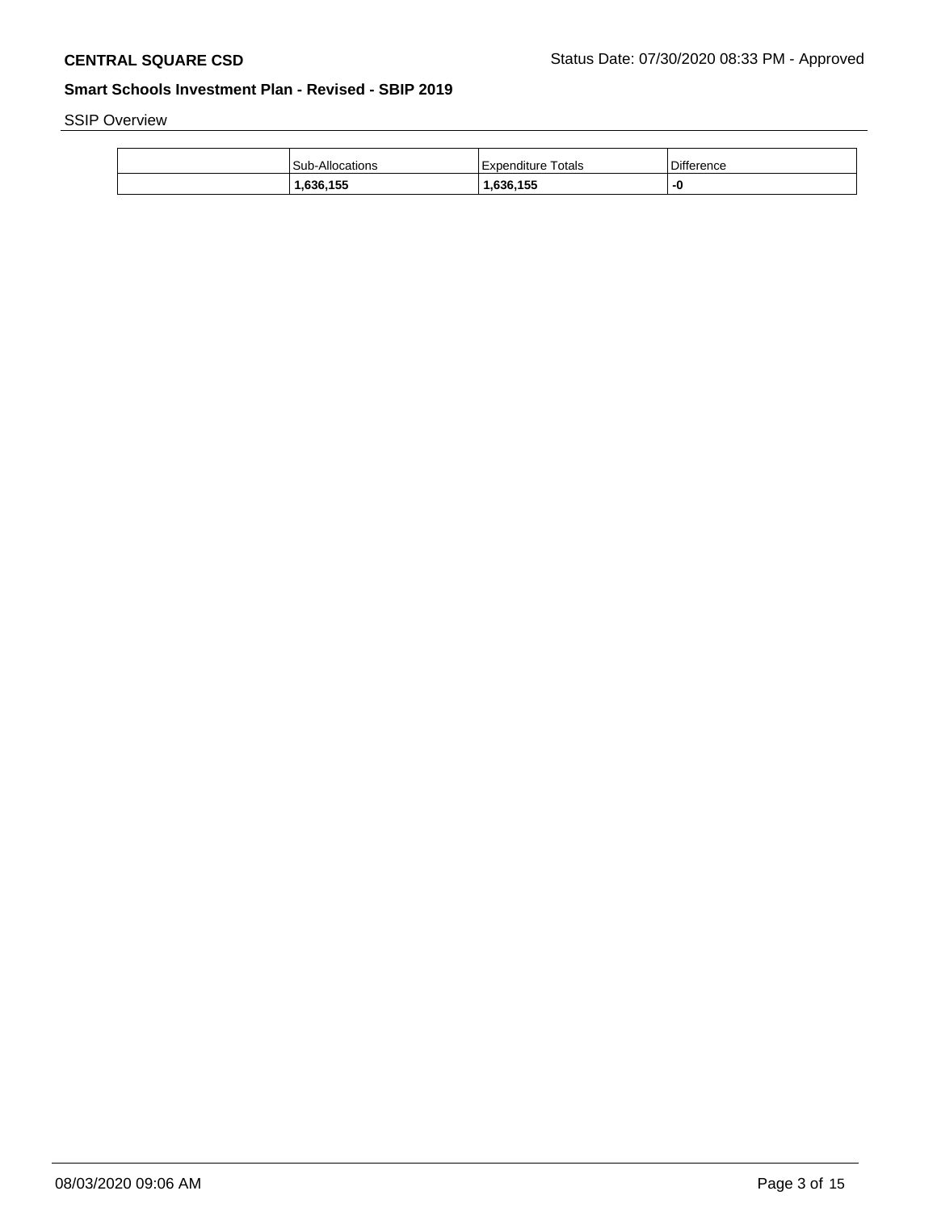SSIP Overview

| | Sub-Allocations | Expenditure Totals | Difference |
|---|---|---|---|
| | **1,636,155** | **1,636,155** | **-0** |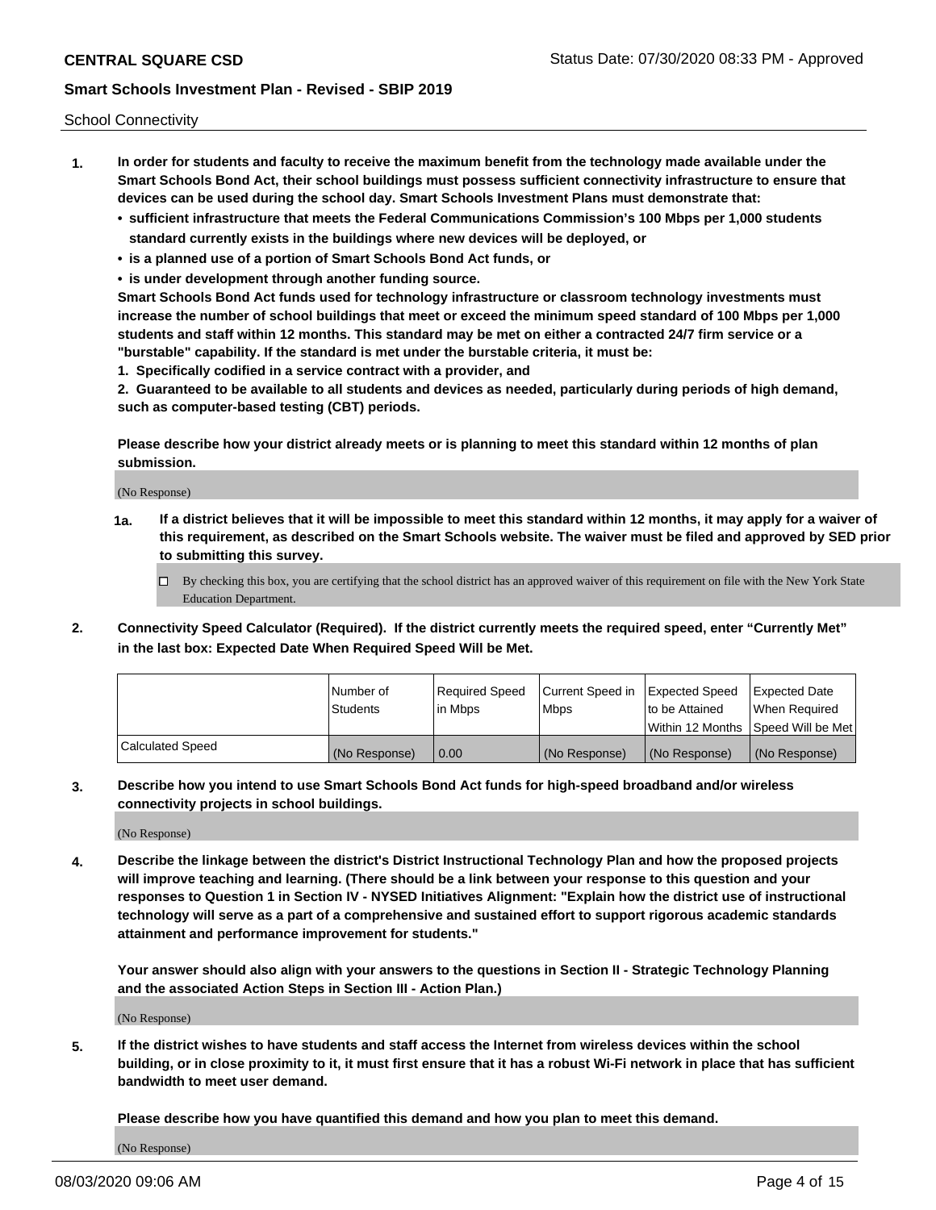School Connectivity

1. **In order for students and faculty to receive the maximum benefit from the technology made available under the Smart Schools Bond Act, their school buildings must possess sufficient connectivity infrastructure to ensure that devices can be used during the school day. Smart Schools Investment Plans must demonstrate that:**
   - **sufficient infrastructure that meets the Federal Communications Commission's 100 Mbps per 1,000 students standard currently exists in the buildings where new devices will be deployed, or**
   - **is a planned use of a portion of Smart Schools Bond Act funds, or**
   - **is under development through another funding source.**

   **Smart Schools Bond Act funds used for technology infrastructure or classroom technology investments must increase the number of school buildings that meet or exceed the minimum speed standard of 100 Mbps per 1,000 students and staff within 12 months. This standard may be met on either a contracted 24/7 firm service or a "burstable" capability. If the standard is met under the burstable criteria, it must be:**

   **1. Specifically codified in a service contract with a provider, and**

   **2. Guaranteed to be available to all students and devices as needed, particularly during periods of high demand, such as computer-based testing (CBT) periods.**

   **Please describe how your district already meets or is planning to meet this standard within 12 months of plan submission.**

   (No Response)

   **1a. If a district believes that it will be impossible to meet this standard within 12 months, it may apply for a waiver of this requirement, as described on the Smart Schools website. The waiver must be filed and approved by SED prior to submitting this survey.**

   ☐ By checking this box, you are certifying that the school district has an approved waiver of this requirement on file with the New York State Education Department.

2. **Connectivity Speed Calculator (Required). If the district currently meets the required speed, enter "Currently Met" in the last box: Expected Date When Required Speed Will be Met.**

| | Number of Students | Required Speed in Mbps | Current Speed in Mbps | Expected Speed to be Attained Within 12 Months | Expected Date When Required Speed Will be Met |
|---|---|---|---|---|---|
| Calculated Speed | (No Response) | 0.00 | (No Response) | (No Response) | (No Response) |

3. **Describe how you intend to use Smart Schools Bond Act funds for high-speed broadband and/or wireless connectivity projects in school buildings.**

   (No Response)

4. **Describe the linkage between the district's District Instructional Technology Plan and how the proposed projects will improve teaching and learning. (There should be a link between your response to this question and your responses to Question 1 in Section IV - NYSED Initiatives Alignment: "Explain how the district use of instructional technology will serve as a part of a comprehensive and sustained effort to support rigorous academic standards attainment and performance improvement for students."**

   **Your answer should also align with your answers to the questions in Section II - Strategic Technology Planning and the associated Action Steps in Section III - Action Plan.)**

   (No Response)

5. **If the district wishes to have students and staff access the Internet from wireless devices within the school building, or in close proximity to it, it must first ensure that it has a robust Wi-Fi network in place that has sufficient bandwidth to meet user demand.**

   **Please describe how you have quantified this demand and how you plan to meet this demand.**

   (No Response)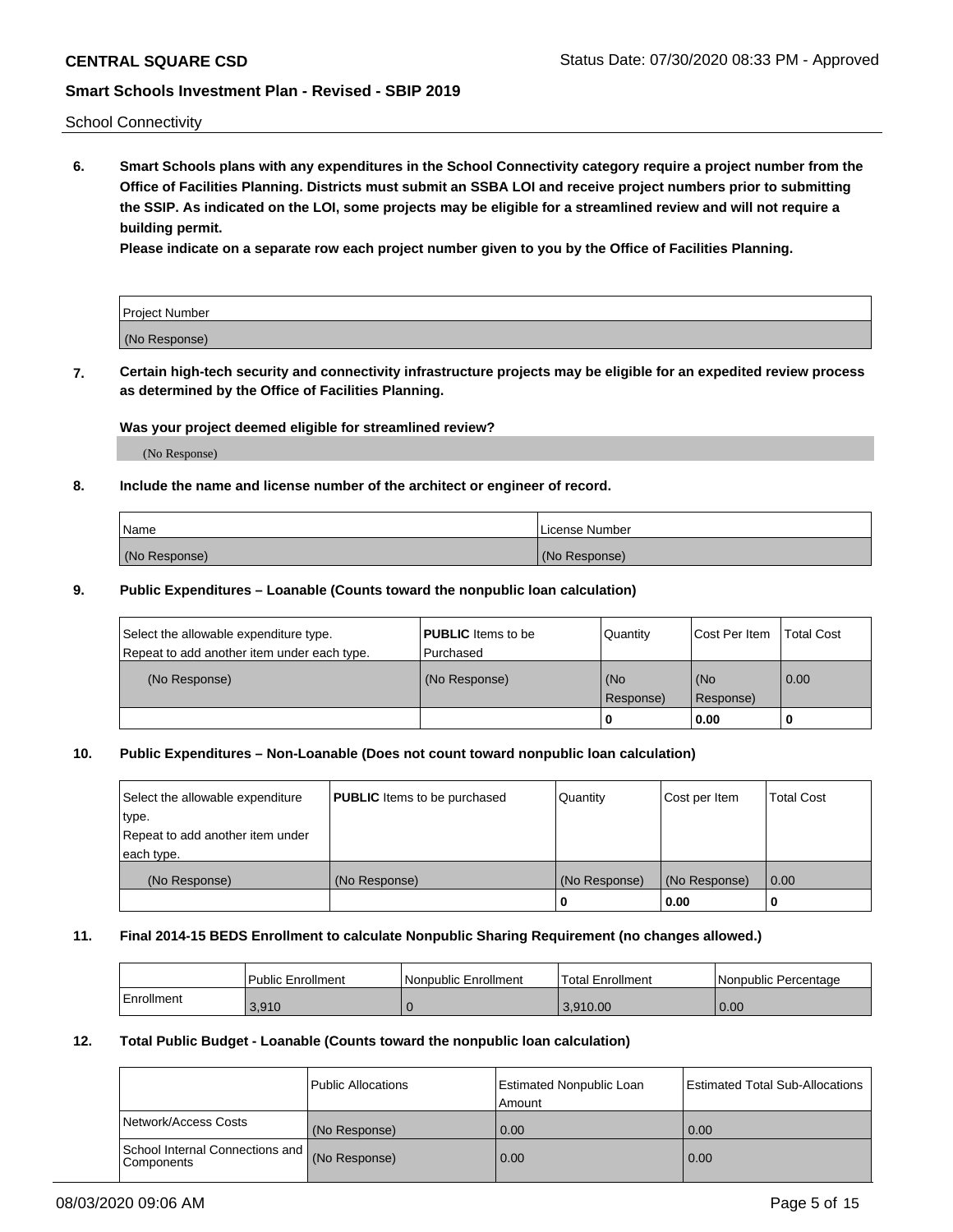School Connectivity

**6. Smart Schools plans with any expenditures in the School Connectivity category require a project number from the Office of Facilities Planning. Districts must submit an SSBA LOI and receive project numbers prior to submitting the SSIP. As indicated on the LOI, some projects may be eligible for a streamlined review and will not require a building permit.**

**Please indicate on a separate row each project number given to you by the Office of Facilities Planning.**

| Project Number |
|---|
| (No Response) |

**7. Certain high-tech security and connectivity infrastructure projects may be eligible for an expedited review process as determined by the Office of Facilities Planning.**

**Was your project deemed eligible for streamlined review?**

(No Response)

**8. Include the name and license number of the architect or engineer of record.**

| Name | License Number |
|---|---|
| (No Response) | (No Response) |

**9. Public Expenditures – Loanable (Counts toward the nonpublic loan calculation)**

| Select the allowable expenditure type. Repeat to add another item under each type. | **PUBLIC** Items to be Purchased | Quantity | Cost Per Item | Total Cost |
|---|---|---|---|---|
| (No Response) | (No Response) | (No Response) | (No Response) | 0.00 |
| | | **0** | **0.00** | **0** |

**10. Public Expenditures – Non-Loanable (Does not count toward nonpublic loan calculation)**

| Select the allowable expenditure type. Repeat to add another item under each type. | **PUBLIC** Items to be purchased | Quantity | Cost per Item | Total Cost |
|---|---|---|---|---|
| (No Response) | (No Response) | (No Response) | (No Response) | 0.00 |
| | | **0** | **0.00** | **0** |

**11. Final 2014-15 BEDS Enrollment to calculate Nonpublic Sharing Requirement (no changes allowed.)**

| | Public Enrollment | Nonpublic Enrollment | Total Enrollment | Nonpublic Percentage |
|---|---|---|---|---|
| Enrollment | 3,910 | 0 | 3,910.00 | 0.00 |

**12. Total Public Budget - Loanable (Counts toward the nonpublic loan calculation)**

| | Public Allocations | Estimated Nonpublic Loan Amount | Estimated Total Sub-Allocations |
|---|---|---|---|
| Network/Access Costs | (No Response) | 0.00 | 0.00 |
| School Internal Connections and Components | (No Response) | 0.00 | 0.00 |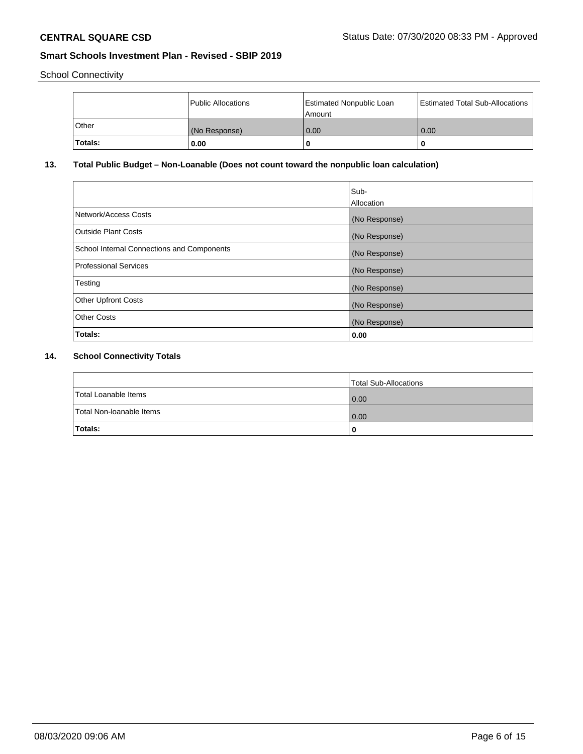School Connectivity

| | Public Allocations | Estimated Nonpublic Loan Amount | Estimated Total Sub-Allocations |
|---|---|---|---|
| Other | (No Response) | 0.00 | 0.00 |
| **Totals:** | **0.00** | **0** | **0** |

## 13. Total Public Budget – Non-Loanable (Does not count toward the nonpublic loan calculation)

| | Sub-Allocation |
|---|---|
| Network/Access Costs | (No Response) |
| Outside Plant Costs | (No Response) |
| School Internal Connections and Components | (No Response) |
| Professional Services | (No Response) |
| Testing | (No Response) |
| Other Upfront Costs | (No Response) |
| Other Costs | (No Response) |
| **Totals:** | **0.00** |

## 14. School Connectivity Totals

| | Total Sub-Allocations |
|---|---|
| Total Loanable Items | 0.00 |
| Total Non-loanable Items | 0.00 |
| **Totals:** | **0** |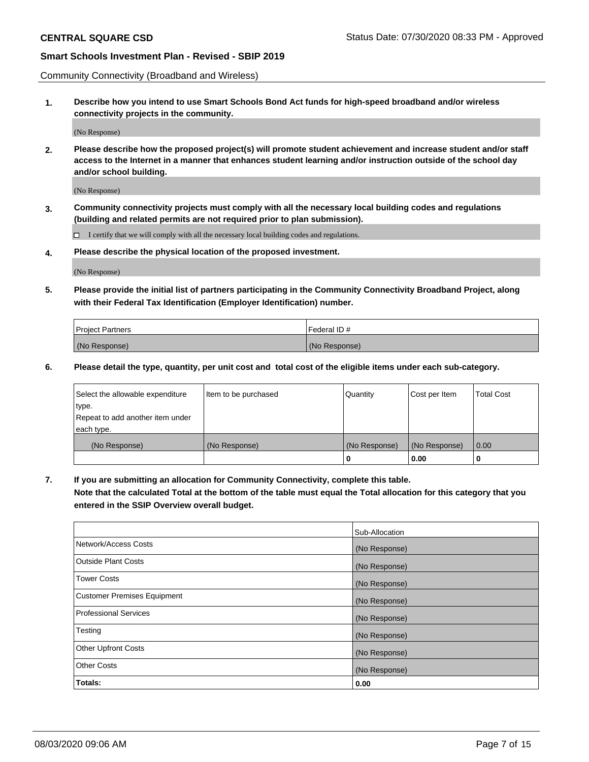Community Connectivity (Broadband and Wireless)

**1. Describe how you intend to use Smart Schools Bond Act funds for high-speed broadband and/or wireless connectivity projects in the community.**

(No Response)

**2. Please describe how the proposed project(s) will promote student achievement and increase student and/or staff access to the Internet in a manner that enhances student learning and/or instruction outside of the school day and/or school building.**

(No Response)

**3. Community connectivity projects must comply with all the necessary local building codes and regulations (building and related permits are not required prior to plan submission).**

☐ I certify that we will comply with all the necessary local building codes and regulations.

**4. Please describe the physical location of the proposed investment.**

(No Response)

**5. Please provide the initial list of partners participating in the Community Connectivity Broadband Project, along with their Federal Tax Identification (Employer Identification) number.**

| Project Partners | Federal ID # |
|---|---|
| (No Response) | (No Response) |

**6. Please detail the type, quantity, per unit cost and total cost of the eligible items under each sub-category.**

| Select the allowable expenditure type. Repeat to add another item under each type. | Item to be purchased | Quantity | Cost per Item | Total Cost |
|---|---|---|---|---|
| (No Response) | (No Response) | (No Response) | (No Response) | 0.00 |
| | | **0** | **0.00** | **0** |

**7. If you are submitting an allocation for Community Connectivity, complete this table. Note that the calculated Total at the bottom of the table must equal the Total allocation for this category that you entered in the SSIP Overview overall budget.**

| | Sub-Allocation |
|---|---|
| Network/Access Costs | (No Response) |
| Outside Plant Costs | (No Response) |
| Tower Costs | (No Response) |
| Customer Premises Equipment | (No Response) |
| Professional Services | (No Response) |
| Testing | (No Response) |
| Other Upfront Costs | (No Response) |
| Other Costs | (No Response) |
| **Totals:** | **0.00** |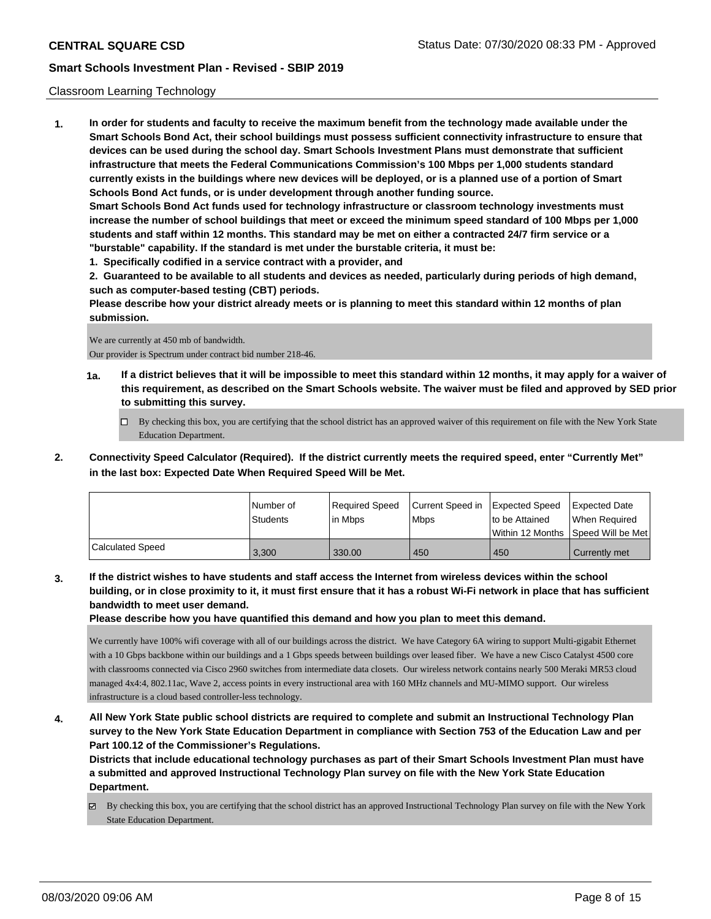## Classroom Learning Technology

**1. In order for students and faculty to receive the maximum benefit from the technology made available under the Smart Schools Bond Act, their school buildings must possess sufficient connectivity infrastructure to ensure that devices can be used during the school day. Smart Schools Investment Plans must demonstrate that sufficient infrastructure that meets the Federal Communications Commission's 100 Mbps per 1,000 students standard currently exists in the buildings where new devices will be deployed, or is a planned use of a portion of Smart Schools Bond Act funds, or is under development through another funding source.**

**Smart Schools Bond Act funds used for technology infrastructure or classroom technology investments must increase the number of school buildings that meet or exceed the minimum speed standard of 100 Mbps per 1,000 students and staff within 12 months. This standard may be met on either a contracted 24/7 firm service or a "burstable" capability. If the standard is met under the burstable criteria, it must be:**

**1. Specifically codified in a service contract with a provider, and**

**2. Guaranteed to be available to all students and devices as needed, particularly during periods of high demand, such as computer-based testing (CBT) periods.**

**Please describe how your district already meets or is planning to meet this standard within 12 months of plan submission.**

We are currently at 450 mb of bandwidth.
Our provider is Spectrum under contract bid number 218-46.

**1a. If a district believes that it will be impossible to meet this standard within 12 months, it may apply for a waiver of this requirement, as described on the Smart Schools website. The waiver must be filed and approved by SED prior to submitting this survey.**

☐ By checking this box, you are certifying that the school district has an approved waiver of this requirement on file with the New York State Education Department.

**2. Connectivity Speed Calculator (Required). If the district currently meets the required speed, enter "Currently Met" in the last box: Expected Date When Required Speed Will be Met.**

| | Number of Students | Required Speed in Mbps | Current Speed in Mbps | Expected Speed to be Attained Within 12 Months | Expected Date When Required Speed Will be Met |
|---|---|---|---|---|---|
| Calculated Speed | 3,300 | 330.00 | 450 | 450 | Currently met |

**3. If the district wishes to have students and staff access the Internet from wireless devices within the school building, or in close proximity to it, it must first ensure that it has a robust Wi-Fi network in place that has sufficient bandwidth to meet user demand.**

**Please describe how you have quantified this demand and how you plan to meet this demand.**

We currently have 100% wifi coverage with all of our buildings across the district. We have Category 6A wiring to support Multi-gigabit Ethernet with a 10 Gbps backbone within our buildings and a 1 Gbps speeds between buildings over leased fiber. We have a new Cisco Catalyst 4500 core with classrooms connected via Cisco 2960 switches from intermediate data closets. Our wireless network contains nearly 500 Meraki MR53 cloud managed 4x4:4, 802.11ac, Wave 2, access points in every instructional area with 160 MHz channels and MU-MIMO support. Our wireless infrastructure is a cloud based controller-less technology.

**4. All New York State public school districts are required to complete and submit an Instructional Technology Plan survey to the New York State Education Department in compliance with Section 753 of the Education Law and per Part 100.12 of the Commissioner's Regulations.**

**Districts that include educational technology purchases as part of their Smart Schools Investment Plan must have a submitted and approved Instructional Technology Plan survey on file with the New York State Education Department.**

☑ By checking this box, you are certifying that the school district has an approved Instructional Technology Plan survey on file with the New York State Education Department.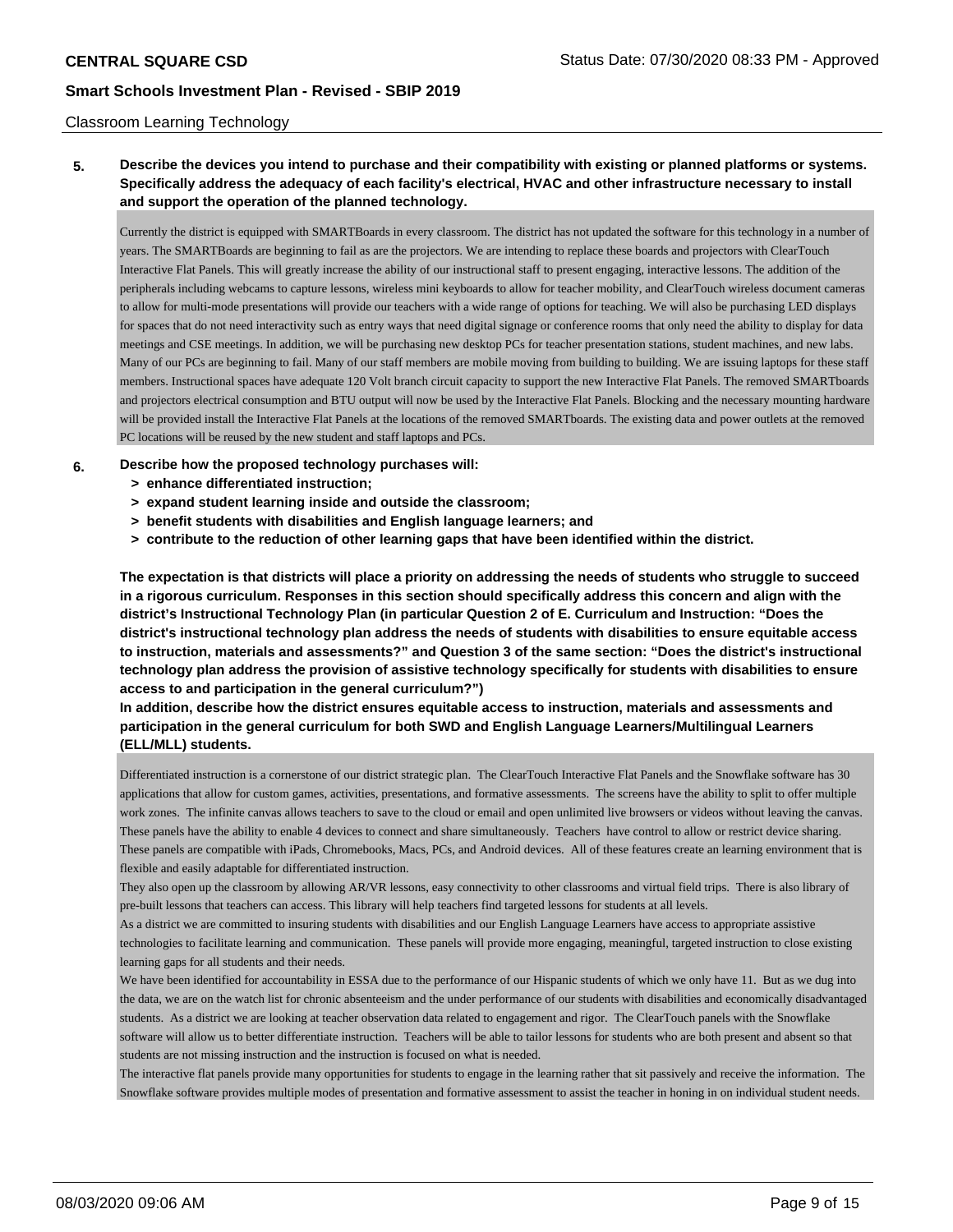Classroom Learning Technology

**5. Describe the devices you intend to purchase and their compatibility with existing or planned platforms or systems. Specifically address the adequacy of each facility's electrical, HVAC and other infrastructure necessary to install and support the operation of the planned technology.**

Currently the district is equipped with SMARTBoards in every classroom. The district has not updated the software for this technology in a number of years. The SMARTBoards are beginning to fail as are the projectors. We are intending to replace these boards and projectors with ClearTouch Interactive Flat Panels. This will greatly increase the ability of our instructional staff to present engaging, interactive lessons. The addition of the peripherals including webcams to capture lessons, wireless mini keyboards to allow for teacher mobility, and ClearTouch wireless document cameras to allow for multi-mode presentations will provide our teachers with a wide range of options for teaching. We will also be purchasing LED displays for spaces that do not need interactivity such as entry ways that need digital signage or conference rooms that only need the ability to display for data meetings and CSE meetings. In addition, we will be purchasing new desktop PCs for teacher presentation stations, student machines, and new labs. Many of our PCs are beginning to fail. Many of our staff members are mobile moving from building to building. We are issuing laptops for these staff members. Instructional spaces have adequate 120 Volt branch circuit capacity to support the new Interactive Flat Panels. The removed SMARTboards and projectors electrical consumption and BTU output will now be used by the Interactive Flat Panels. Blocking and the necessary mounting hardware will be provided install the Interactive Flat Panels at the locations of the removed SMARTboards. The existing data and power outlets at the removed PC locations will be reused by the new student and staff laptops and PCs.

**6. Describe how the proposed technology purchases will:**
- **> enhance differentiated instruction;**
- **> expand student learning inside and outside the classroom;**
- **> benefit students with disabilities and English language learners; and**
- **> contribute to the reduction of other learning gaps that have been identified within the district.**

**The expectation is that districts will place a priority on addressing the needs of students who struggle to succeed in a rigorous curriculum. Responses in this section should specifically address this concern and align with the district's Instructional Technology Plan (in particular Question 2 of E. Curriculum and Instruction: "Does the district's instructional technology plan address the needs of students with disabilities to ensure equitable access to instruction, materials and assessments?" and Question 3 of the same section: "Does the district's instructional technology plan address the provision of assistive technology specifically for students with disabilities to ensure access to and participation in the general curriculum?")**

**In addition, describe how the district ensures equitable access to instruction, materials and assessments and participation in the general curriculum for both SWD and English Language Learners/Multilingual Learners (ELL/MLL) students.**

Differentiated instruction is a cornerstone of our district strategic plan. The ClearTouch Interactive Flat Panels and the Snowflake software has 30 applications that allow for custom games, activities, presentations, and formative assessments. The screens have the ability to split to offer multiple work zones. The infinite canvas allows teachers to save to the cloud or email and open unlimited live browsers or videos without leaving the canvas. These panels have the ability to enable 4 devices to connect and share simultaneously. Teachers have control to allow or restrict device sharing. These panels are compatible with iPads, Chromebooks, Macs, PCs, and Android devices. All of these features create an learning environment that is flexible and easily adaptable for differentiated instruction.

They also open up the classroom by allowing AR/VR lessons, easy connectivity to other classrooms and virtual field trips. There is also library of pre-built lessons that teachers can access. This library will help teachers find targeted lessons for students at all levels.

As a district we are committed to insuring students with disabilities and our English Language Learners have access to appropriate assistive technologies to facilitate learning and communication. These panels will provide more engaging, meaningful, targeted instruction to close existing learning gaps for all students and their needs.

We have been identified for accountability in ESSA due to the performance of our Hispanic students of which we only have 11. But as we dug into the data, we are on the watch list for chronic absenteeism and the under performance of our students with disabilities and economically disadvantaged students. As a district we are looking at teacher observation data related to engagement and rigor. The ClearTouch panels with the Snowflake software will allow us to better differentiate instruction. Teachers will be able to tailor lessons for students who are both present and absent so that students are not missing instruction and the instruction is focused on what is needed.

The interactive flat panels provide many opportunities for students to engage in the learning rather that sit passively and receive the information. The Snowflake software provides multiple modes of presentation and formative assessment to assist the teacher in honing in on individual student needs.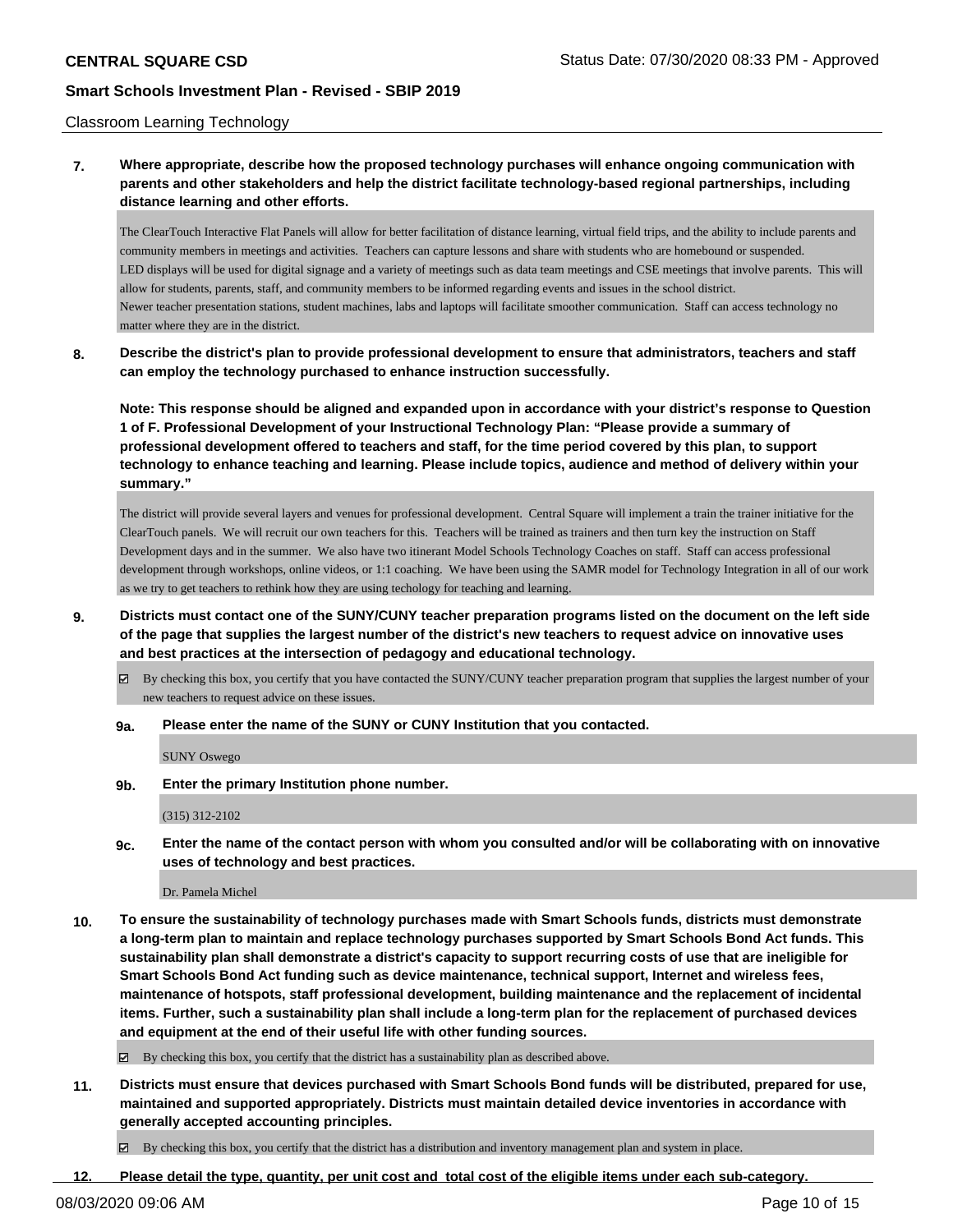Classroom Learning Technology

**7. Where appropriate, describe how the proposed technology purchases will enhance ongoing communication with parents and other stakeholders and help the district facilitate technology-based regional partnerships, including distance learning and other efforts.**

The ClearTouch Interactive Flat Panels will allow for better facilitation of distance learning, virtual field trips, and the ability to include parents and community members in meetings and activities. Teachers can capture lessons and share with students who are homebound or suspended.
LED displays will be used for digital signage and a variety of meetings such as data team meetings and CSE meetings that involve parents. This will allow for students, parents, staff, and community members to be informed regarding events and issues in the school district.
Newer teacher presentation stations, student machines, labs and laptops will facilitate smoother communication. Staff can access technology no matter where they are in the district.

**8. Describe the district's plan to provide professional development to ensure that administrators, teachers and staff can employ the technology purchased to enhance instruction successfully.**

**Note: This response should be aligned and expanded upon in accordance with your district's response to Question 1 of F. Professional Development of your Instructional Technology Plan: "Please provide a summary of professional development offered to teachers and staff, for the time period covered by this plan, to support technology to enhance teaching and learning. Please include topics, audience and method of delivery within your summary."**

The district will provide several layers and venues for professional development. Central Square will implement a train the trainer initiative for the ClearTouch panels. We will recruit our own teachers for this. Teachers will be trained as trainers and then turn key the instruction on Staff Development days and in the summer. We also have two itinerant Model Schools Technology Coaches on staff. Staff can access professional development through workshops, online videos, or 1:1 coaching. We have been using the SAMR model for Technology Integration in all of our work as we try to get teachers to rethink how they are using techology for teaching and learning.

**9. Districts must contact one of the SUNY/CUNY teacher preparation programs listed on the document on the left side of the page that supplies the largest number of the district's new teachers to request advice on innovative uses and best practices at the intersection of pedagogy and educational technology.**

☑ By checking this box, you certify that you have contacted the SUNY/CUNY teacher preparation program that supplies the largest number of your new teachers to request advice on these issues.

**9a. Please enter the name of the SUNY or CUNY Institution that you contacted.**

SUNY Oswego

**9b. Enter the primary Institution phone number.**

(315) 312-2102

**9c. Enter the name of the contact person with whom you consulted and/or will be collaborating with on innovative uses of technology and best practices.**

Dr. Pamela Michel

**10. To ensure the sustainability of technology purchases made with Smart Schools funds, districts must demonstrate a long-term plan to maintain and replace technology purchases supported by Smart Schools Bond Act funds. This sustainability plan shall demonstrate a district's capacity to support recurring costs of use that are ineligible for Smart Schools Bond Act funding such as device maintenance, technical support, Internet and wireless fees, maintenance of hotspots, staff professional development, building maintenance and the replacement of incidental items. Further, such a sustainability plan shall include a long-term plan for the replacement of purchased devices and equipment at the end of their useful life with other funding sources.**

☑ By checking this box, you certify that the district has a sustainability plan as described above.

**11. Districts must ensure that devices purchased with Smart Schools Bond funds will be distributed, prepared for use, maintained and supported appropriately. Districts must maintain detailed device inventories in accordance with generally accepted accounting principles.**

☑ By checking this box, you certify that the district has a distribution and inventory management plan and system in place.

**12. Please detail the type, quantity, per unit cost and total cost of the eligible items under each sub-category.**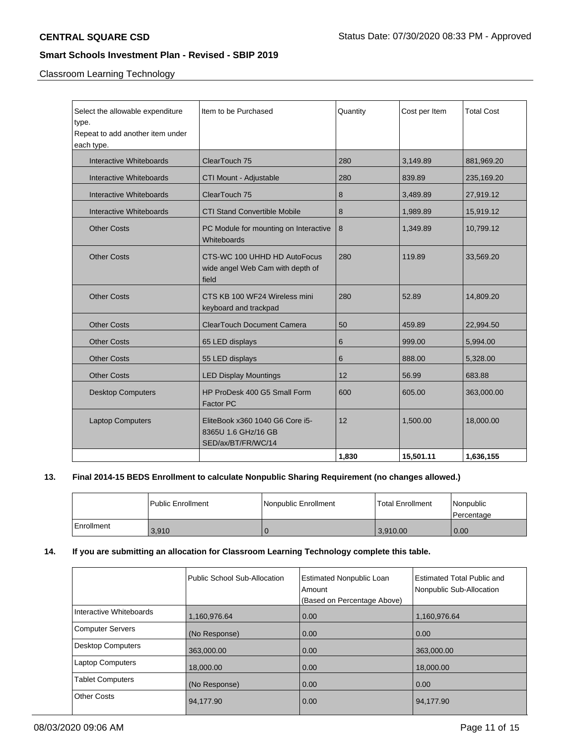## Classroom Learning Technology

| Select the allowable expenditure type. Repeat to add another item under each type. | Item to be Purchased | Quantity | Cost per Item | Total Cost |
|---|---|---|---|---|
| Interactive Whiteboards | ClearTouch 75 | 280 | 3,149.89 | 881,969.20 |
| Interactive Whiteboards | CTI Mount - Adjustable | 280 | 839.89 | 235,169.20 |
| Interactive Whiteboards | ClearTouch 75 | 8 | 3,489.89 | 27,919.12 |
| Interactive Whiteboards | CTI Stand Convertible Mobile | 8 | 1,989.89 | 15,919.12 |
| Other Costs | PC Module for mounting on Interactive Whiteboards | 8 | 1,349.89 | 10,799.12 |
| Other Costs | CTS-WC 100 UHHD HD AutoFocus wide angel Web Cam with depth of field | 280 | 119.89 | 33,569.20 |
| Other Costs | CTS KB 100 WF24 Wireless mini keyboard and trackpad | 280 | 52.89 | 14,809.20 |
| Other Costs | ClearTouch Document Camera | 50 | 459.89 | 22,994.50 |
| Other Costs | 65 LED displays | 6 | 999.00 | 5,994.00 |
| Other Costs | 55 LED displays | 6 | 888.00 | 5,328.00 |
| Other Costs | LED Display Mountings | 12 | 56.99 | 683.88 |
| Desktop Computers | HP ProDesk 400 G5 Small Form Factor PC | 600 | 605.00 | 363,000.00 |
| Laptop Computers | EliteBook x360 1040 G6 Core i5-8365U 1.6 GHz/16 GB SED/ax/BT/FR/WC/14 | 12 | 1,500.00 | 18,000.00 |
| | | **1,830** | **15,501.11** | **1,636,155** |

**13. Final 2014-15 BEDS Enrollment to calculate Nonpublic Sharing Requirement (no changes allowed.)**

| | Public Enrollment | Nonpublic Enrollment | Total Enrollment | Nonpublic Percentage |
|---|---|---|---|---|
| Enrollment | 3,910 | 0 | 3,910.00 | 0.00 |

**14. If you are submitting an allocation for Classroom Learning Technology complete this table.**

| | Public School Sub-Allocation | Estimated Nonpublic Loan Amount (Based on Percentage Above) | Estimated Total Public and Nonpublic Sub-Allocation |
|---|---|---|---|
| Interactive Whiteboards | 1,160,976.64 | 0.00 | 1,160,976.64 |
| Computer Servers | (No Response) | 0.00 | 0.00 |
| Desktop Computers | 363,000.00 | 0.00 | 363,000.00 |
| Laptop Computers | 18,000.00 | 0.00 | 18,000.00 |
| Tablet Computers | (No Response) | 0.00 | 0.00 |
| Other Costs | 94,177.90 | 0.00 | 94,177.90 |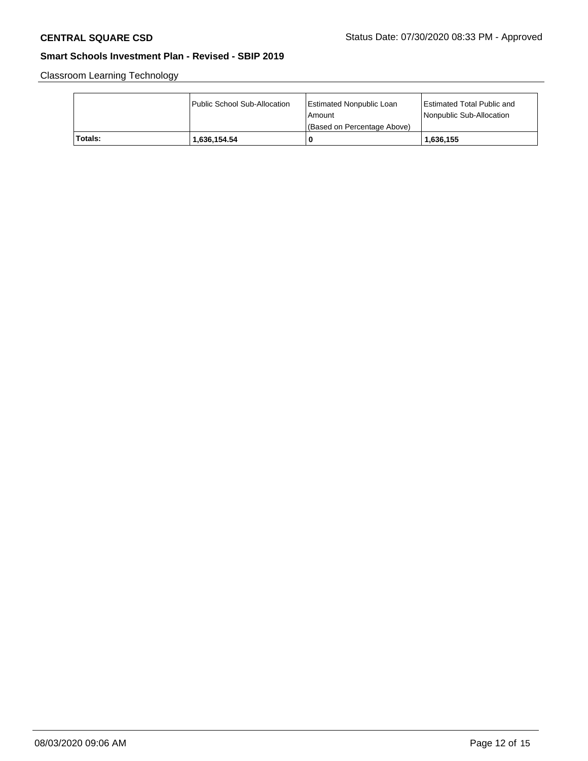Classroom Learning Technology

| | Public School Sub-Allocation | Estimated Nonpublic Loan Amount (Based on Percentage Above) | Estimated Total Public and Nonpublic Sub-Allocation |
|---|---|---|---|
| **Totals:** | **1,636,154.54** | **0** | **1,636,155** |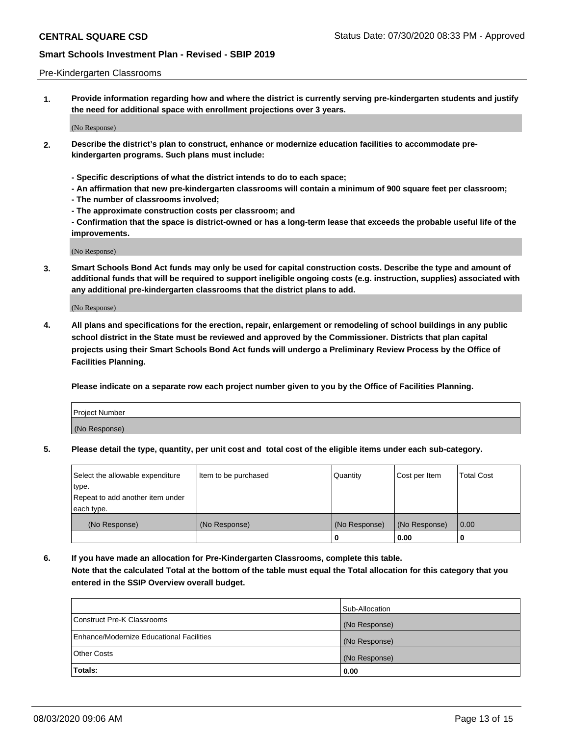Pre-Kindergarten Classrooms

**1. Provide information regarding how and where the district is currently serving pre-kindergarten students and justify the need for additional space with enrollment projections over 3 years.**

(No Response)

**2. Describe the district's plan to construct, enhance or modernize education facilities to accommodate pre-kindergarten programs. Such plans must include:**

**- Specific descriptions of what the district intends to do to each space;**
**- An affirmation that new pre-kindergarten classrooms will contain a minimum of 900 square feet per classroom;**
**- The number of classrooms involved;**
**- The approximate construction costs per classroom; and**
**- Confirmation that the space is district-owned or has a long-term lease that exceeds the probable useful life of the improvements.**

(No Response)

**3. Smart Schools Bond Act funds may only be used for capital construction costs. Describe the type and amount of additional funds that will be required to support ineligible ongoing costs (e.g. instruction, supplies) associated with any additional pre-kindergarten classrooms that the district plans to add.**

(No Response)

**4. All plans and specifications for the erection, repair, enlargement or remodeling of school buildings in any public school district in the State must be reviewed and approved by the Commissioner. Districts that plan capital projects using their Smart Schools Bond Act funds will undergo a Preliminary Review Process by the Office of Facilities Planning.**

**Please indicate on a separate row each project number given to you by the Office of Facilities Planning.**

| Project Number |
|---|
| (No Response) |

**5. Please detail the type, quantity, per unit cost and total cost of the eligible items under each sub-category.**

| Select the allowable expenditure type. Repeat to add another item under each type. | Item to be purchased | Quantity | Cost per Item | Total Cost |
|---|---|---|---|---|
| (No Response) | (No Response) | (No Response) | (No Response) | 0.00 |
| | | 0 | 0.00 | 0 |

**6. If you have made an allocation for Pre-Kindergarten Classrooms, complete this table. Note that the calculated Total at the bottom of the table must equal the Total allocation for this category that you entered in the SSIP Overview overall budget.**

| | Sub-Allocation |
|---|---|
| Construct Pre-K Classrooms | (No Response) |
| Enhance/Modernize Educational Facilities | (No Response) |
| Other Costs | (No Response) |
| **Totals:** | **0.00** |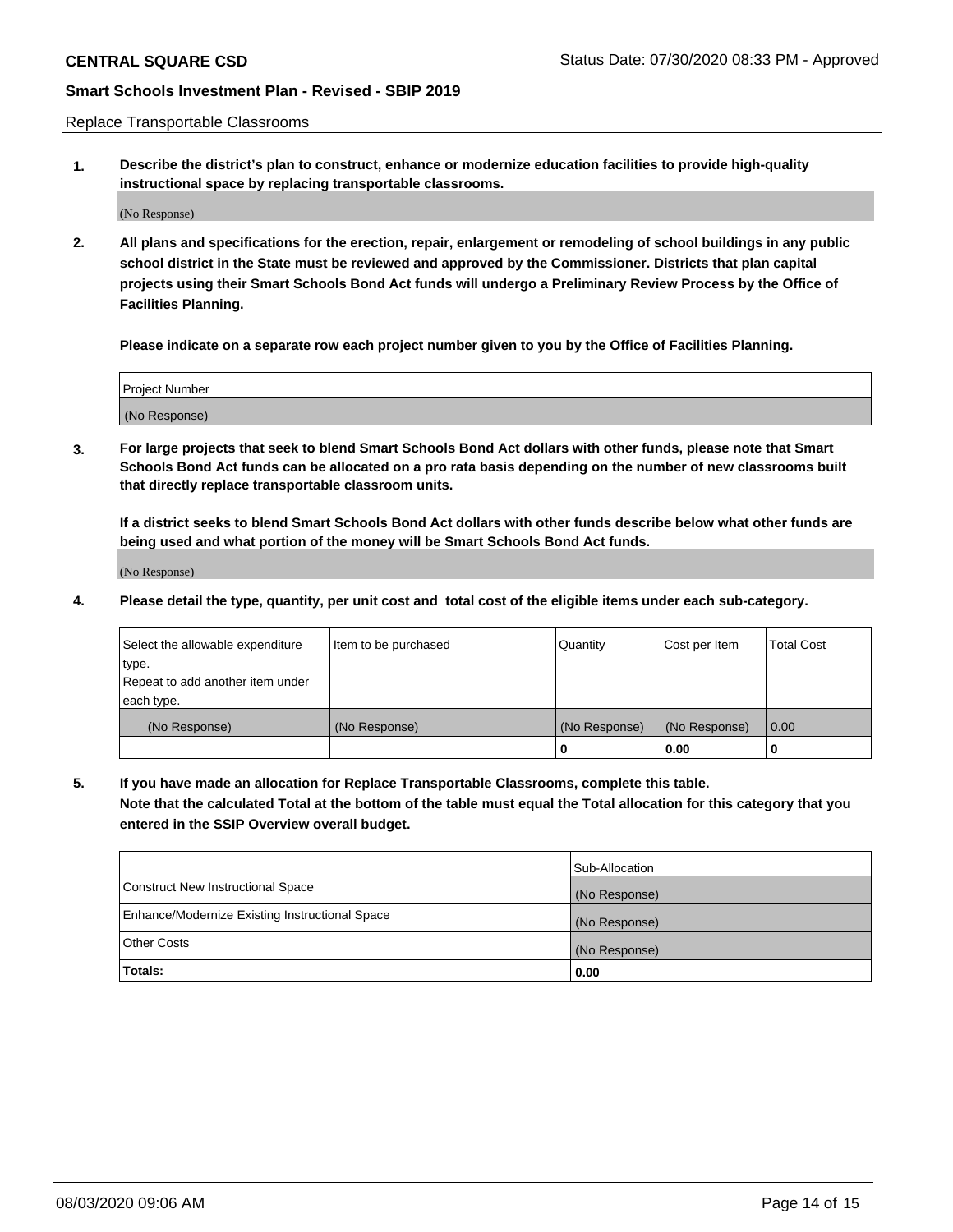Replace Transportable Classrooms

1. **Describe the district's plan to construct, enhance or modernize education facilities to provide high-quality instructional space by replacing transportable classrooms.**

(No Response)

2. **All plans and specifications for the erection, repair, enlargement or remodeling of school buildings in any public school district in the State must be reviewed and approved by the Commissioner. Districts that plan capital projects using their Smart Schools Bond Act funds will undergo a Preliminary Review Process by the Office of Facilities Planning.**

**Please indicate on a separate row each project number given to you by the Office of Facilities Planning.**

| Project Number |
|---|
| (No Response) |

3. **For large projects that seek to blend Smart Schools Bond Act dollars with other funds, please note that Smart Schools Bond Act funds can be allocated on a pro rata basis depending on the number of new classrooms built that directly replace transportable classroom units.**

**If a district seeks to blend Smart Schools Bond Act dollars with other funds describe below what other funds are being used and what portion of the money will be Smart Schools Bond Act funds.**

(No Response)

4. **Please detail the type, quantity, per unit cost and total cost of the eligible items under each sub-category.**

| Select the allowable expenditure type. Repeat to add another item under each type. | Item to be purchased | Quantity | Cost per Item | Total Cost |
|---|---|---|---|---|
| (No Response) | (No Response) | (No Response) | (No Response) | 0.00 |
| | | **0** | **0.00** | **0** |

5. **If you have made an allocation for Replace Transportable Classrooms, complete this table. Note that the calculated Total at the bottom of the table must equal the Total allocation for this category that you entered in the SSIP Overview overall budget.**

| | Sub-Allocation |
|---|---|
| Construct New Instructional Space | (No Response) |
| Enhance/Modernize Existing Instructional Space | (No Response) |
| Other Costs | (No Response) |
| **Totals:** | **0.00** |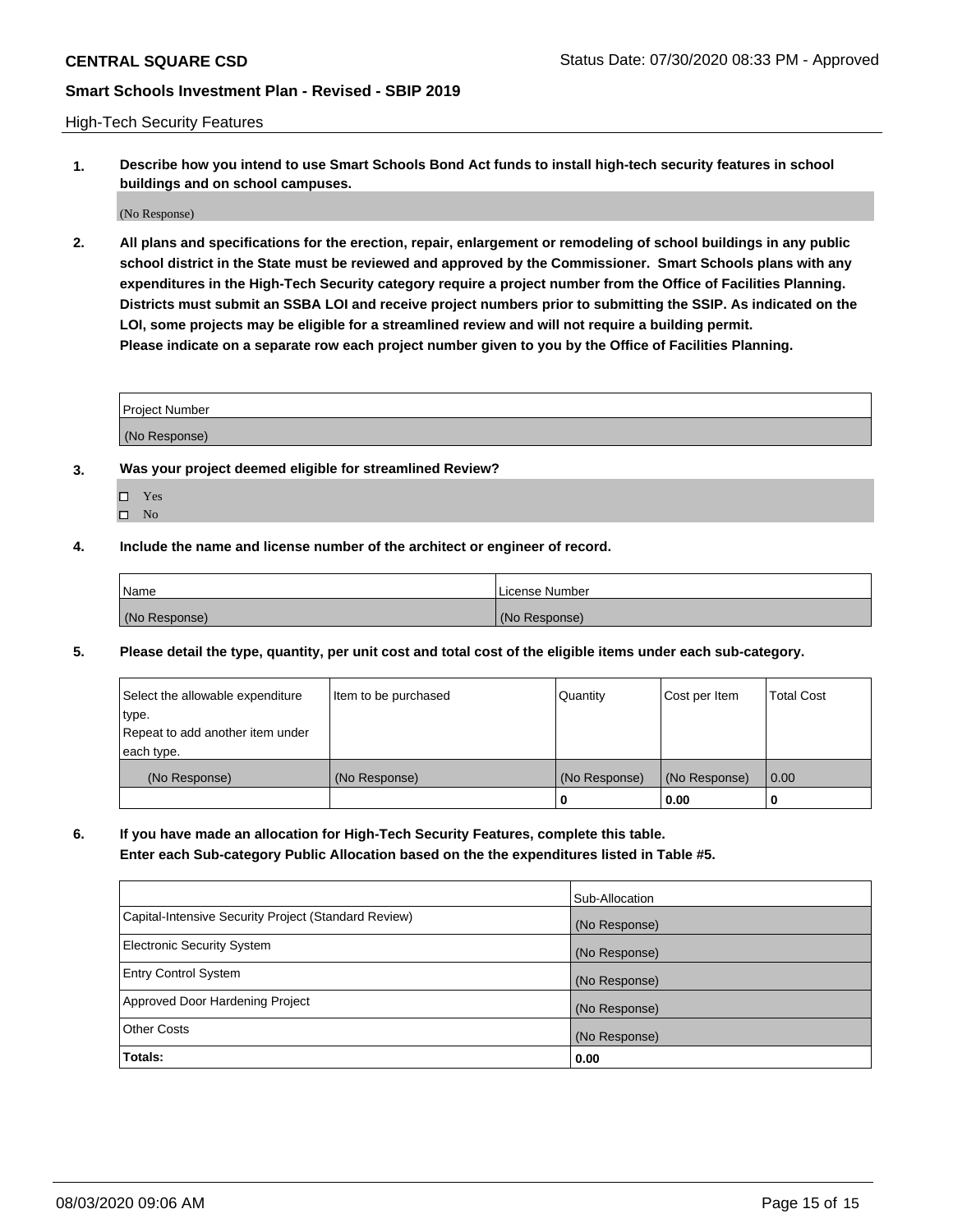High-Tech Security Features

**1. Describe how you intend to use Smart Schools Bond Act funds to install high-tech security features in school buildings and on school campuses.**

(No Response)

**2. All plans and specifications for the erection, repair, enlargement or remodeling of school buildings in any public school district in the State must be reviewed and approved by the Commissioner. Smart Schools plans with any expenditures in the High-Tech Security category require a project number from the Office of Facilities Planning. Districts must submit an SSBA LOI and receive project numbers prior to submitting the SSIP. As indicated on the LOI, some projects may be eligible for a streamlined review and will not require a building permit. Please indicate on a separate row each project number given to you by the Office of Facilities Planning.**

| Project Number |
|---|
| (No Response) |

**3. Was your project deemed eligible for streamlined Review?**

- ☐ Yes
- ☐ No

**4. Include the name and license number of the architect or engineer of record.**

| Name | License Number |
|---|---|
| (No Response) | (No Response) |

**5. Please detail the type, quantity, per unit cost and total cost of the eligible items under each sub-category.**

| Select the allowable expenditure type. Repeat to add another item under each type. | Item to be purchased | Quantity | Cost per Item | Total Cost |
|---|---|---|---|---|
| (No Response) | (No Response) | (No Response) | (No Response) | 0.00 |
| | | 0 | 0.00 | 0 |

**6. If you have made an allocation for High-Tech Security Features, complete this table. Enter each Sub-category Public Allocation based on the the expenditures listed in Table #5.**

| | Sub-Allocation |
|---|---|
| Capital-Intensive Security Project (Standard Review) | (No Response) |
| Electronic Security System | (No Response) |
| Entry Control System | (No Response) |
| Approved Door Hardening Project | (No Response) |
| Other Costs | (No Response) |
| **Totals:** | **0.00** |